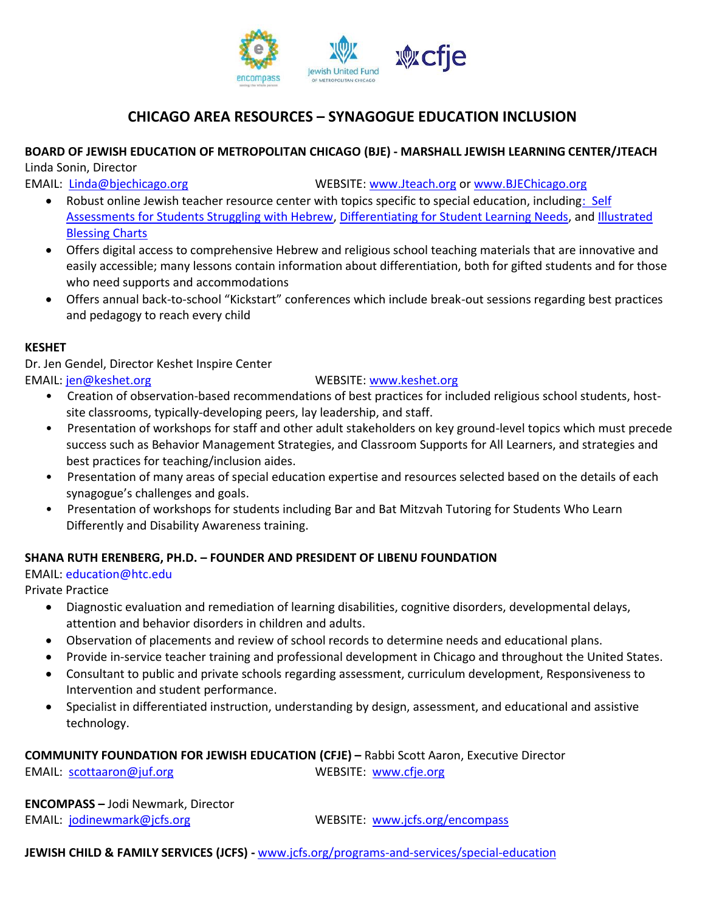# CHICAGO AREA RESOURCES – SYNAGOGUE EDUCATION INCLUSION

**BOARD OF JEWISH EDUCATION OF METROPOLITAN CHICAGO (BJE) - MARSHALL JEWISH LEARNING CENTER/JTEACH**
Linda Sonin, Director
EMAIL: Linda@bjechicago.org WEBSITE: www.Jteach.org or www.BJEChicago.org

- Robust online Jewish teacher resource center with topics specific to special education, including: Self Assessments for Students Struggling with Hebrew, Differentiating for Student Learning Needs, and Illustrated Blessing Charts
- Offers digital access to comprehensive Hebrew and religious school teaching materials that are innovative and easily accessible; many lessons contain information about differentiation, both for gifted students and for those who need supports and accommodations
- Offers annual back-to-school "Kickstart" conferences which include break-out sessions regarding best practices and pedagogy to reach every child

**KESHET**
Dr. Jen Gendel, Director Keshet Inspire Center
EMAIL: jen@keshet.org WEBSITE: www.keshet.org

- Creation of observation-based recommendations of best practices for included religious school students, host-site classrooms, typically-developing peers, lay leadership, and staff.
- Presentation of workshops for staff and other adult stakeholders on key ground-level topics which must precede success such as Behavior Management Strategies, and Classroom Supports for All Learners, and strategies and best practices for teaching/inclusion aides.
- Presentation of many areas of special education expertise and resources selected based on the details of each synagogue's challenges and goals.
- Presentation of workshops for students including Bar and Bat Mitzvah Tutoring for Students Who Learn Differently and Disability Awareness training.

**SHANA RUTH ERENBERG, PH.D. – FOUNDER AND PRESIDENT OF LIBENU FOUNDATION**
EMAIL: education@htc.edu
Private Practice

- Diagnostic evaluation and remediation of learning disabilities, cognitive disorders, developmental delays, attention and behavior disorders in children and adults.
- Observation of placements and review of school records to determine needs and educational plans.
- Provide in-service teacher training and professional development in Chicago and throughout the United States.
- Consultant to public and private schools regarding assessment, curriculum development, Responsiveness to Intervention and student performance.
- Specialist in differentiated instruction, understanding by design, assessment, and educational and assistive technology.

**COMMUNITY FOUNDATION FOR JEWISH EDUCATION (CFJE) –** Rabbi Scott Aaron, Executive Director
EMAIL: scottaaron@juf.org WEBSITE: www.cfje.org

**ENCOMPASS –** Jodi Newmark, Director
EMAIL: jodinewmark@jcfs.org WEBSITE: www.jcfs.org/encompass

**JEWISH CHILD & FAMILY SERVICES (JCFS) -** www.jcfs.org/programs-and-services/special-education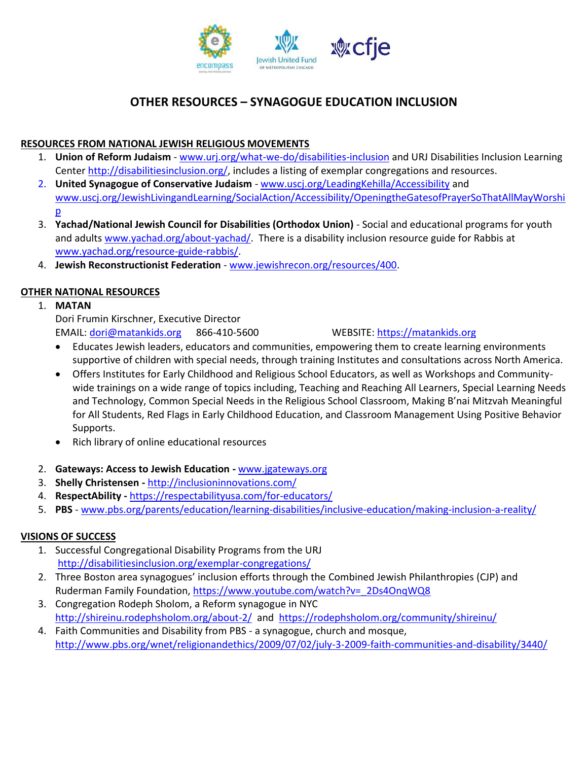# OTHER RESOURCES – SYNAGOGUE EDUCATION INCLUSION

## RESOURCES FROM NATIONAL JEWISH RELIGIOUS MOVEMENTS

1. **Union of Reform Judaism** - www.urj.org/what-we-do/disabilities-inclusion and URJ Disabilities Inclusion Learning Center http://disabilitiesinclusion.org/, includes a listing of exemplar congregations and resources.
2. **United Synagogue of Conservative Judaism** - www.uscj.org/LeadingKehilla/Accessibility and www.uscj.org/JewishLivingandLearning/SocialAction/Accessibility/OpeningtheGatesofPrayerSoThatAllMayWorship
3. **Yachad/National Jewish Council for Disabilities (Orthodox Union)** - Social and educational programs for youth and adults www.yachad.org/about-yachad/. There is a disability inclusion resource guide for Rabbis at www.yachad.org/resource-guide-rabbis/.
4. **Jewish Reconstructionist Federation** - www.jewishrecon.org/resources/400.

## OTHER NATIONAL RESOURCES

1. **MATAN**
   Dori Frumin Kirschner, Executive Director
   EMAIL: dori@matankids.org 866-410-5600 WEBSITE: https://matankids.org
   - Educates Jewish leaders, educators and communities, empowering them to create learning environments supportive of children with special needs, through training Institutes and consultations across North America.
   - Offers Institutes for Early Childhood and Religious School Educators, as well as Workshops and Community-wide trainings on a wide range of topics including, Teaching and Reaching All Learners, Special Learning Needs and Technology, Common Special Needs in the Religious School Classroom, Making B'nai Mitzvah Meaningful for All Students, Red Flags in Early Childhood Education, and Classroom Management Using Positive Behavior Supports.
   - Rich library of online educational resources
2. **Gateways: Access to Jewish Education -** www.jgateways.org
3. **Shelly Christensen -** http://inclusioninnovations.com/
4. **RespectAbility -** https://respectabilityusa.com/for-educators/
5. **PBS** - www.pbs.org/parents/education/learning-disabilities/inclusive-education/making-inclusion-a-reality/

## VISIONS OF SUCCESS

1. Successful Congregational Disability Programs from the URJ http://disabilitiesinclusion.org/exemplar-congregations/
2. Three Boston area synagogues' inclusion efforts through the Combined Jewish Philanthropies (CJP) and Ruderman Family Foundation, https://www.youtube.com/watch?v=_2Ds4OnqWQ8
3. Congregation Rodeph Sholom, a Reform synagogue in NYC http://shireinu.rodephsholom.org/about-2/ and https://rodephsholom.org/community/shireinu/
4. Faith Communities and Disability from PBS - a synagogue, church and mosque, http://www.pbs.org/wnet/religionandethics/2009/07/02/july-3-2009-faith-communities-and-disability/3440/